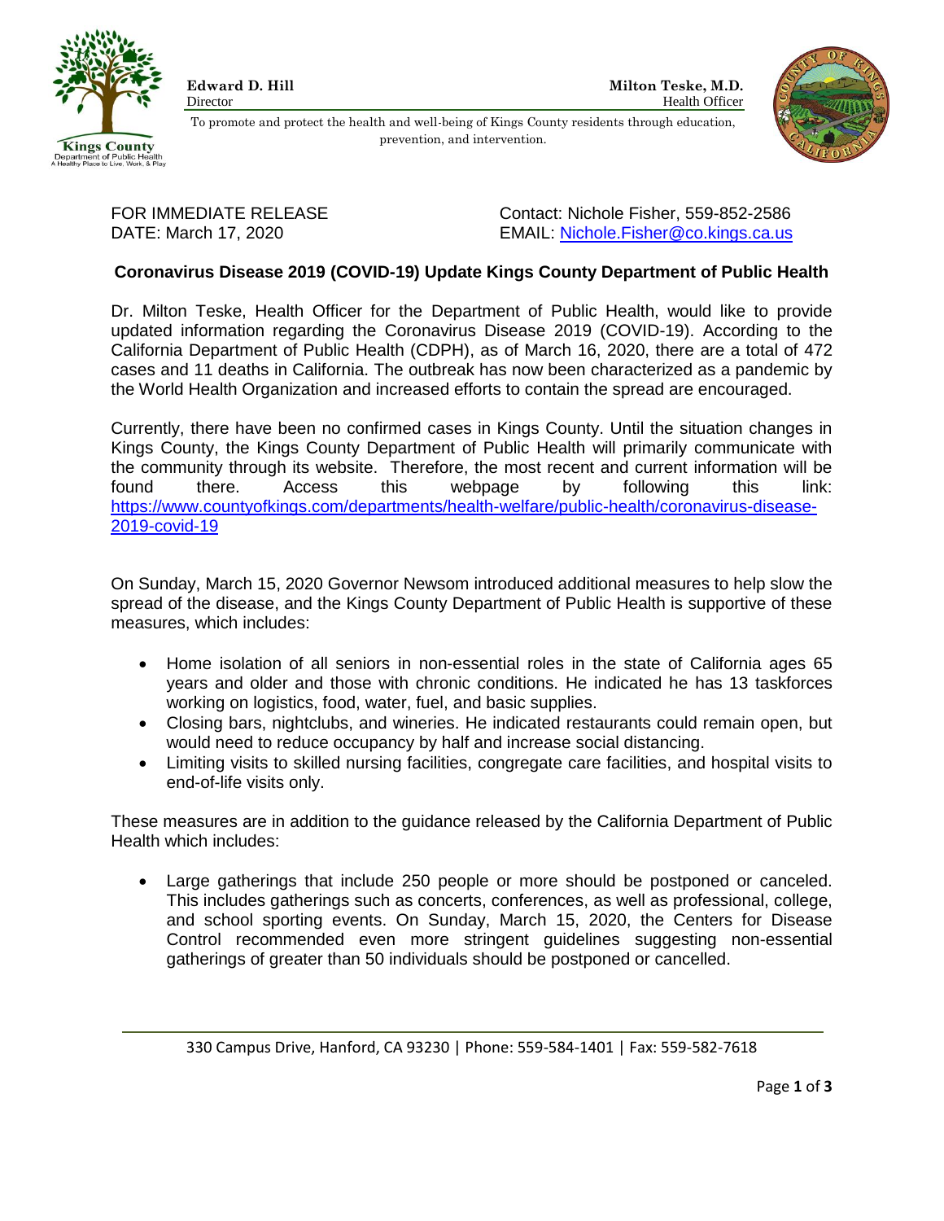Kings County
Department of Public Health
A Healthy Place to Live, Work, & Play

**Edward D. Hill**
Director

**Milton Teske, M.D.**
Health Officer

To promote and protect the health and well-being of Kings County residents through education, prevention, and intervention.

FOR IMMEDIATE RELEASE
DATE: March 17, 2020

Contact: Nichole Fisher, 559-852-2586
EMAIL: Nichole.Fisher@co.kings.ca.us

**Coronavirus Disease 2019 (COVID-19) Update Kings County Department of Public Health**

Dr. Milton Teske, Health Officer for the Department of Public Health, would like to provide updated information regarding the Coronavirus Disease 2019 (COVID-19). According to the California Department of Public Health (CDPH), as of March 16, 2020, there are a total of 472 cases and 11 deaths in California. The outbreak has now been characterized as a pandemic by the World Health Organization and increased efforts to contain the spread are encouraged.

Currently, there have been no confirmed cases in Kings County. Until the situation changes in Kings County, the Kings County Department of Public Health will primarily communicate with the community through its website. Therefore, the most recent and current information will be found there. Access this webpage by following this link: https://www.countyofkings.com/departments/health-welfare/public-health/coronavirus-disease-2019-covid-19

On Sunday, March 15, 2020 Governor Newsom introduced additional measures to help slow the spread of the disease, and the Kings County Department of Public Health is supportive of these measures, which includes:

- Home isolation of all seniors in non-essential roles in the state of California ages 65 years and older and those with chronic conditions. He indicated he has 13 taskforces working on logistics, food, water, fuel, and basic supplies.
- Closing bars, nightclubs, and wineries. He indicated restaurants could remain open, but would need to reduce occupancy by half and increase social distancing.
- Limiting visits to skilled nursing facilities, congregate care facilities, and hospital visits to end-of-life visits only.

These measures are in addition to the guidance released by the California Department of Public Health which includes:

- Large gatherings that include 250 people or more should be postponed or canceled. This includes gatherings such as concerts, conferences, as well as professional, college, and school sporting events. On Sunday, March 15, 2020, the Centers for Disease Control recommended even more stringent guidelines suggesting non-essential gatherings of greater than 50 individuals should be postponed or cancelled.

330 Campus Drive, Hanford, CA 93230 | Phone: 559-584-1401 | Fax: 559-582-7618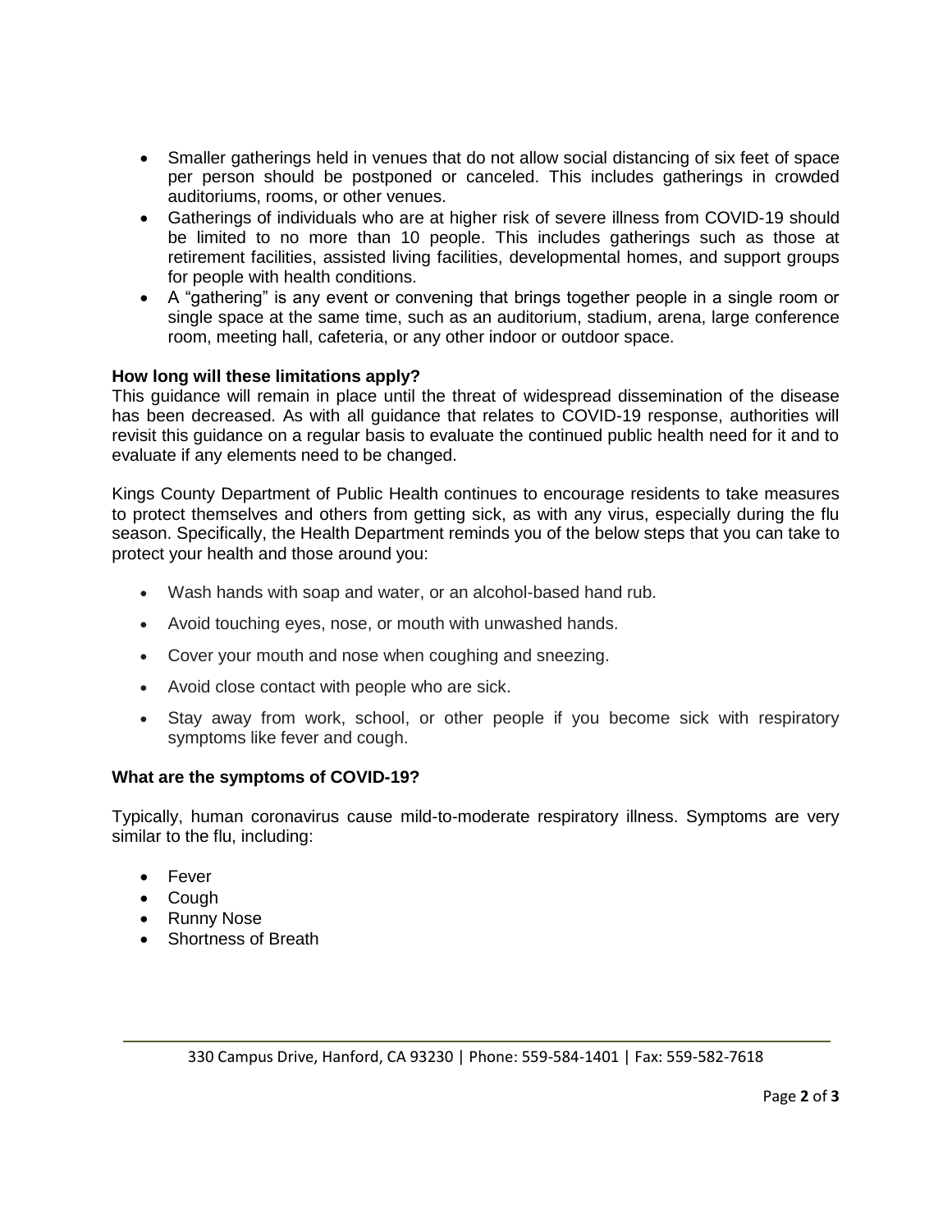- Smaller gatherings held in venues that do not allow social distancing of six feet of space per person should be postponed or canceled. This includes gatherings in crowded auditoriums, rooms, or other venues.
- Gatherings of individuals who are at higher risk of severe illness from COVID-19 should be limited to no more than 10 people. This includes gatherings such as those at retirement facilities, assisted living facilities, developmental homes, and support groups for people with health conditions.
- A "gathering" is any event or convening that brings together people in a single room or single space at the same time, such as an auditorium, stadium, arena, large conference room, meeting hall, cafeteria, or any other indoor or outdoor space.

**How long will these limitations apply?**

This guidance will remain in place until the threat of widespread dissemination of the disease has been decreased. As with all guidance that relates to COVID-19 response, authorities will revisit this guidance on a regular basis to evaluate the continued public health need for it and to evaluate if any elements need to be changed.

Kings County Department of Public Health continues to encourage residents to take measures to protect themselves and others from getting sick, as with any virus, especially during the flu season. Specifically, the Health Department reminds you of the below steps that you can take to protect your health and those around you:

- Wash hands with soap and water, or an alcohol-based hand rub.
- Avoid touching eyes, nose, or mouth with unwashed hands.
- Cover your mouth and nose when coughing and sneezing.
- Avoid close contact with people who are sick.
- Stay away from work, school, or other people if you become sick with respiratory symptoms like fever and cough.

**What are the symptoms of COVID-19?**

Typically, human coronavirus cause mild-to-moderate respiratory illness. Symptoms are very similar to the flu, including:

- Fever
- Cough
- Runny Nose
- Shortness of Breath

330 Campus Drive, Hanford, CA 93230 | Phone: 559-584-1401 | Fax: 559-582-7618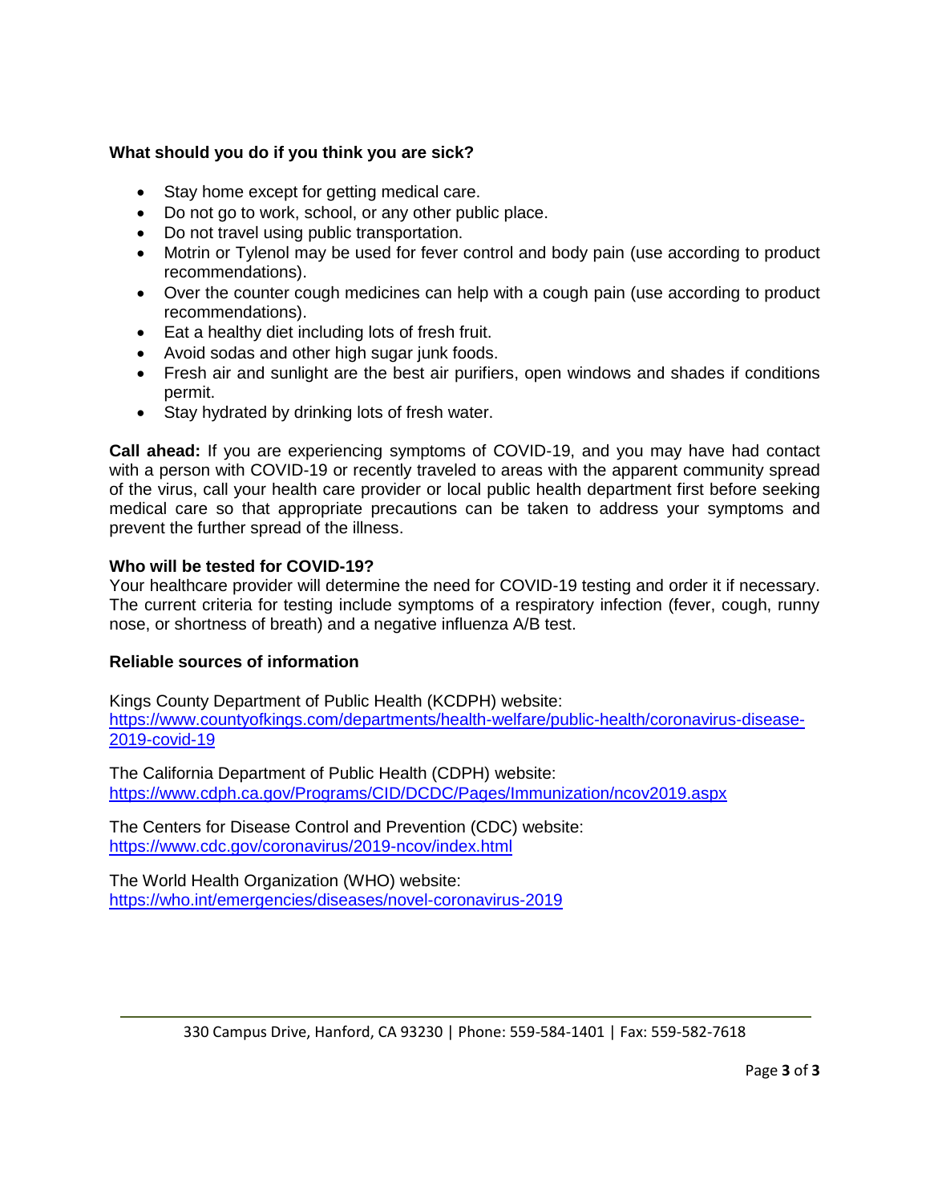**What should you do if you think you are sick?**

- Stay home except for getting medical care.
- Do not go to work, school, or any other public place.
- Do not travel using public transportation.
- Motrin or Tylenol may be used for fever control and body pain (use according to product recommendations).
- Over the counter cough medicines can help with a cough pain (use according to product recommendations).
- Eat a healthy diet including lots of fresh fruit.
- Avoid sodas and other high sugar junk foods.
- Fresh air and sunlight are the best air purifiers, open windows and shades if conditions permit.
- Stay hydrated by drinking lots of fresh water.

**Call ahead:** If you are experiencing symptoms of COVID-19, and you may have had contact with a person with COVID-19 or recently traveled to areas with the apparent community spread of the virus, call your health care provider or local public health department first before seeking medical care so that appropriate precautions can be taken to address your symptoms and prevent the further spread of the illness.

**Who will be tested for COVID-19?**

Your healthcare provider will determine the need for COVID-19 testing and order it if necessary. The current criteria for testing include symptoms of a respiratory infection (fever, cough, runny nose, or shortness of breath) and a negative influenza A/B test.

**Reliable sources of information**

Kings County Department of Public Health (KCDPH) website:
https://www.countyofkings.com/departments/health-welfare/public-health/coronavirus-disease-2019-covid-19

The California Department of Public Health (CDPH) website:
https://www.cdph.ca.gov/Programs/CID/DCDC/Pages/Immunization/ncov2019.aspx

The Centers for Disease Control and Prevention (CDC) website:
https://www.cdc.gov/coronavirus/2019-ncov/index.html

The World Health Organization (WHO) website:
https://who.int/emergencies/diseases/novel-coronavirus-2019

330 Campus Drive, Hanford, CA 93230 | Phone: 559-584-1401 | Fax: 559-582-7618